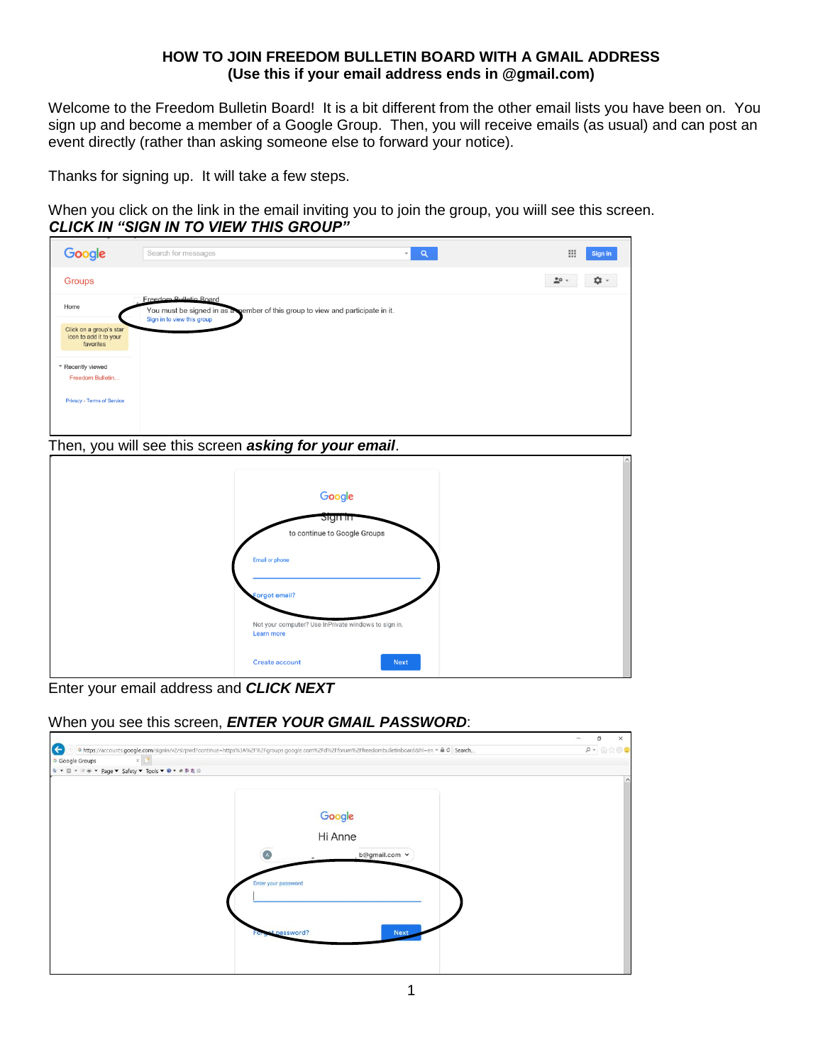# HOW TO JOIN FREEDOM BULLETIN BOARD WITH A GMAIL ADDRESS
## (Use this if your email address ends in @gmail.com)

Welcome to the Freedom Bulletin Board! It is a bit different from the other email lists you have been on. You sign up and become a member of a Google Group. Then, you will receive emails (as usual) and can post an event directly (rather than asking someone else to forward your notice).

Thanks for signing up. It will take a few steps.

When you click on the link in the email inviting you to join the group, you wiill see this screen.
***CLICK IN "SIGN IN TO VIEW THIS GROUP"***

Then, you will see this screen ***asking for your email***.

Enter your email address and ***CLICK NEXT***

When you see this screen, ***ENTER YOUR GMAIL PASSWORD***: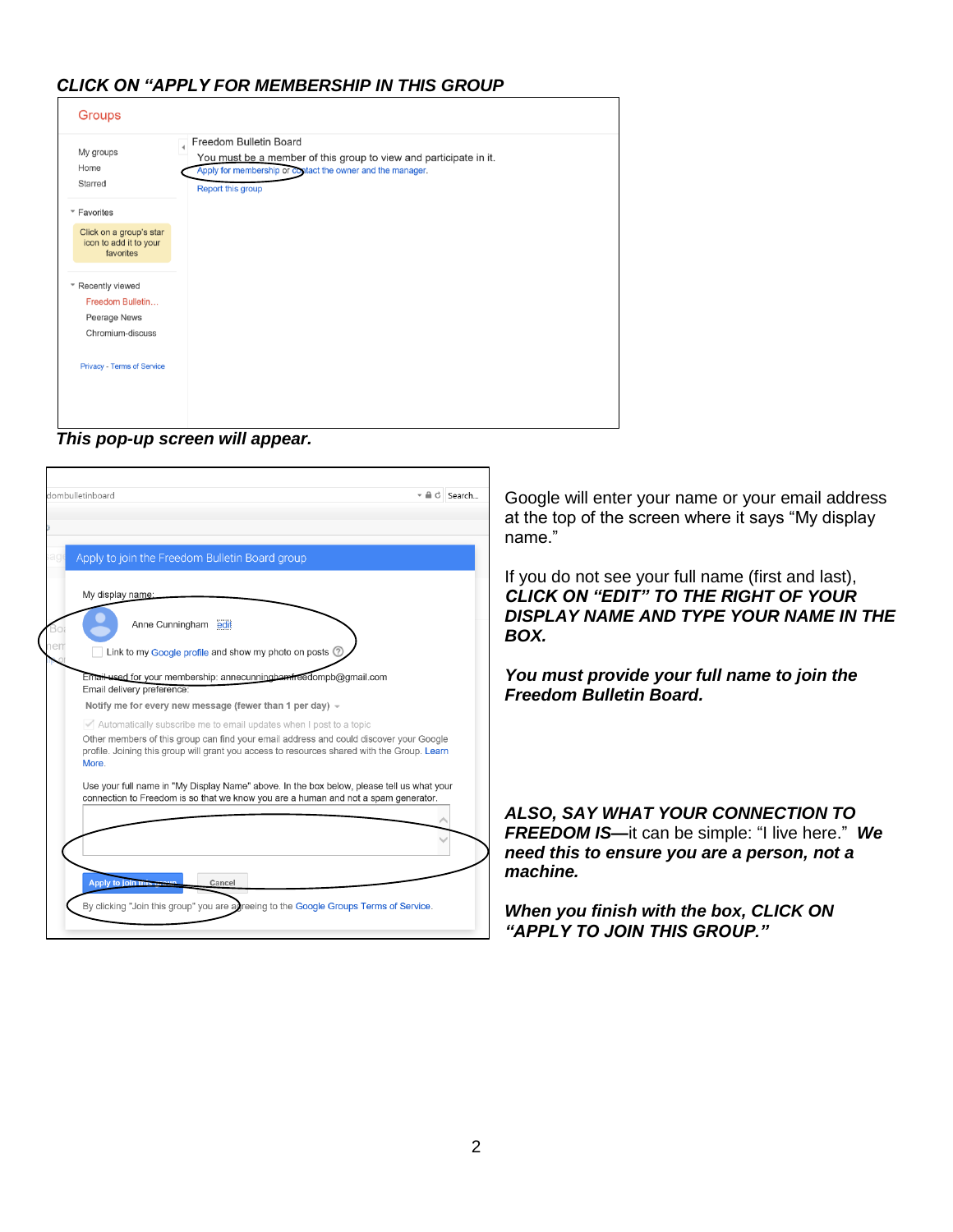***CLICK ON "APPLY FOR MEMBERSHIP IN THIS GROUP***

Groups

My groups
Home
Starred

Favorites

Click on a group's star icon to add it to your favorites

Recently viewed
Freedom Bulletin...
Peerage News
Chromium-discuss

Privacy - Terms of Service

Freedom Bulletin Board
You must be a member of this group to view and participate in it.
Apply for membership or contact the owner and the manager.
Report this group

***This pop-up screen will appear.***

Apply to join the Freedom Bulletin Board group

My display name:
Anne Cunningham edit
Link to my Google profile and show my photo on posts

Email used for your membership: annecunninghamfreedompb@gmail.com
Email delivery preference:
Notify me for every new message (fewer than 1 per day)
Automatically subscribe me to email updates when I post to a topic
Other members of this group can find your email address and could discover your Google profile. Joining this group will grant you access to resources shared with the Group. Learn More.

Use your full name in "My Display Name" above. In the box below, please tell us what your connection to Freedom is so that we know you are a human and not a spam generator.

Apply to join this group | Cancel

By clicking "Join this group" you are agreeing to the Google Groups Terms of Service.

Google will enter your name or your email address at the top of the screen where it says "My display name."

If you do not see your full name (first and last), ***CLICK ON "EDIT" TO THE RIGHT OF YOUR DISPLAY NAME AND TYPE YOUR NAME IN THE BOX.***

***You must provide your full name to join the Freedom Bulletin Board.***

***ALSO, SAY WHAT YOUR CONNECTION TO FREEDOM IS—***it can be simple: "I live here." ***We need this to ensure you are a person, not a machine.***

***When you finish with the box, CLICK ON "APPLY TO JOIN THIS GROUP."***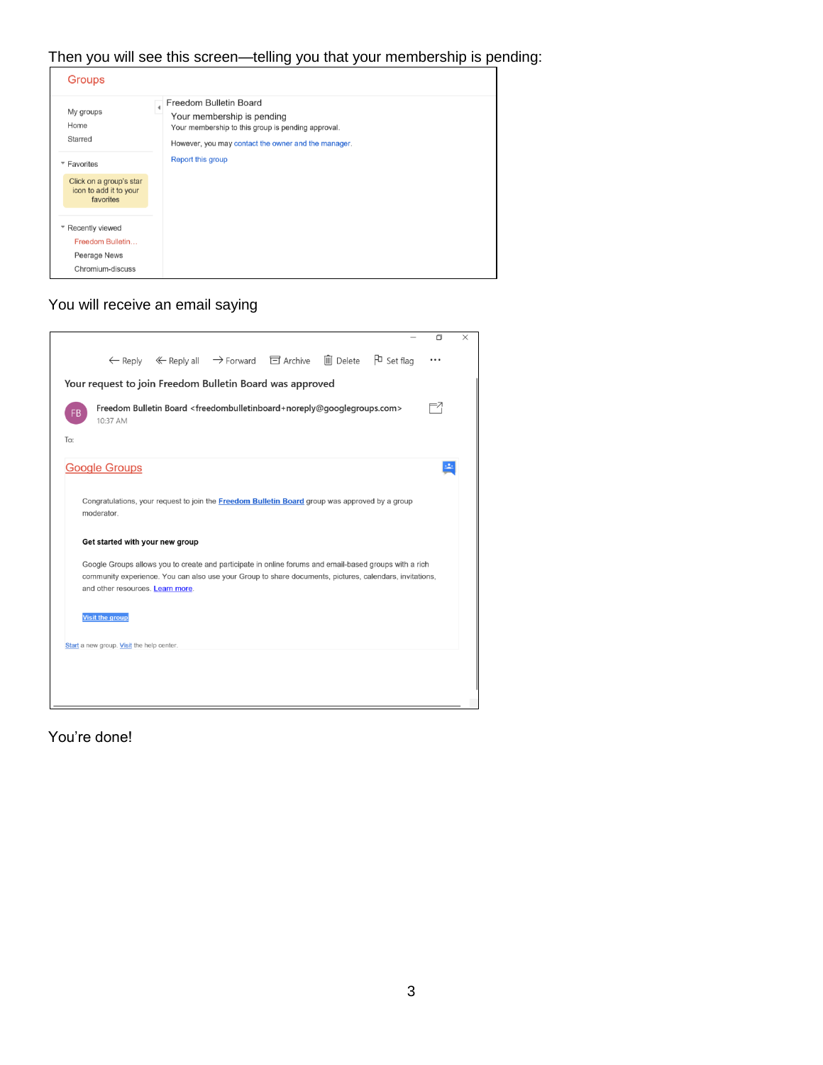Then you will see this screen—telling you that your membership is pending:

Groups

My groups
Home
Starred

Favorites

Click on a group's star icon to add it to your favorites

Recently viewed
Freedom Bulletin...
Peerage News
Chromium-discuss

Freedom Bulletin Board

Your membership is pending

Your membership to this group is pending approval.

However, you may contact the owner and the manager.

Report this group

You will receive an email saying

Reply | Reply all | Forward | Archive | Delete | Set flag | ...

Your request to join Freedom Bulletin Board was approved

FB Freedom Bulletin Board <freedombulletinboard+noreply@googlegroups.com>
10:37 AM

To:

Google Groups

Congratulations, your request to join the **Freedom Bulletin Board** group was approved by a group moderator.

**Get started with your new group**

Google Groups allows you to create and participate in online forums and email-based groups with a rich community experience. You can also use your Group to share documents, pictures, calendars, invitations, and other resources. Learn more.

Visit the group

Start a new group. Visit the help center.

You're done!